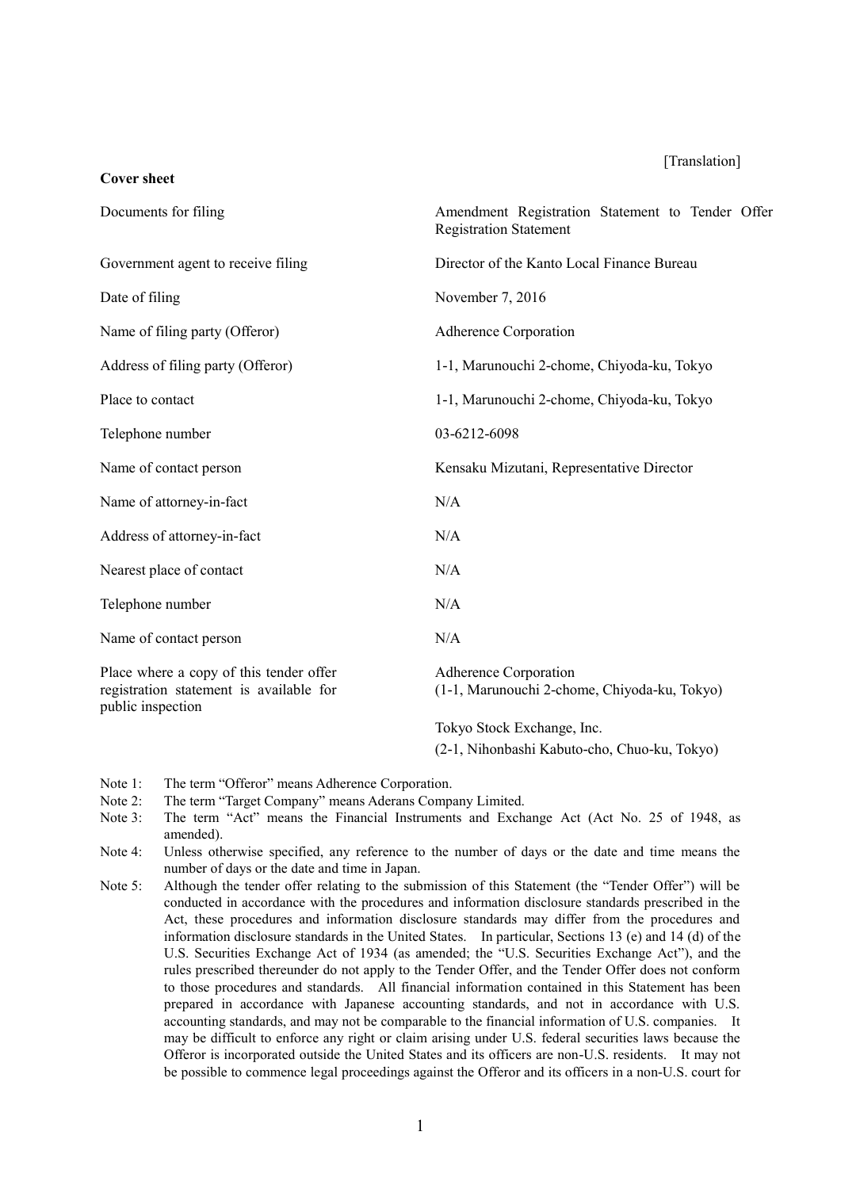[Translation]

**Cover sheet**

| | |
|---|---|
| Documents for filing | Amendment Registration Statement to Tender Offer Registration Statement |
| Government agent to receive filing | Director of the Kanto Local Finance Bureau |
| Date of filing | November 7, 2016 |
| Name of filing party (Offeror) | Adherence Corporation |
| Address of filing party (Offeror) | 1-1, Marunouchi 2-chome, Chiyoda-ku, Tokyo |
| Place to contact | 1-1, Marunouchi 2-chome, Chiyoda-ku, Tokyo |
| Telephone number | 03-6212-6098 |
| Name of contact person | Kensaku Mizutani, Representative Director |
| Name of attorney-in-fact | N/A |
| Address of attorney-in-fact | N/A |
| Nearest place of contact | N/A |
| Telephone number | N/A |
| Name of contact person | N/A |
| Place where a copy of this tender offer registration statement is available for public inspection | Adherence Corporation (1-1, Marunouchi 2-chome, Chiyoda-ku, Tokyo) |
| | Tokyo Stock Exchange, Inc. (2-1, Nihonbashi Kabuto-cho, Chuo-ku, Tokyo) |

Note 1: The term "Offeror" means Adherence Corporation.

Note 2: The term "Target Company" means Aderans Company Limited.

Note 3: The term "Act" means the Financial Instruments and Exchange Act (Act No. 25 of 1948, as amended).

Note 4: Unless otherwise specified, any reference to the number of days or the date and time means the number of days or the date and time in Japan.

Note 5: Although the tender offer relating to the submission of this Statement (the "Tender Offer") will be conducted in accordance with the procedures and information disclosure standards prescribed in the Act, these procedures and information disclosure standards may differ from the procedures and information disclosure standards in the United States. In particular, Sections 13 (e) and 14 (d) of the U.S. Securities Exchange Act of 1934 (as amended; the "U.S. Securities Exchange Act"), and the rules prescribed thereunder do not apply to the Tender Offer, and the Tender Offer does not conform to those procedures and standards. All financial information contained in this Statement has been prepared in accordance with Japanese accounting standards, and not in accordance with U.S. accounting standards, and may not be comparable to the financial information of U.S. companies. It may be difficult to enforce any right or claim arising under U.S. federal securities laws because the Offeror is incorporated outside the United States and its officers are non-U.S. residents. It may not be possible to commence legal proceedings against the Offeror and its officers in a non-U.S. court for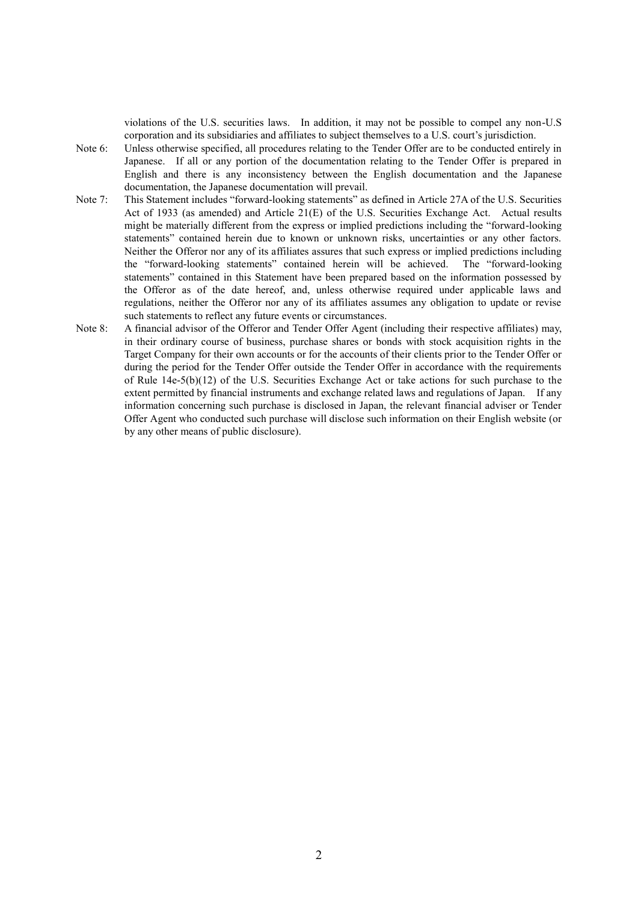violations of the U.S. securities laws. In addition, it may not be possible to compel any non-U.S corporation and its subsidiaries and affiliates to subject themselves to a U.S. court's jurisdiction.

Note 6: Unless otherwise specified, all procedures relating to the Tender Offer are to be conducted entirely in Japanese. If all or any portion of the documentation relating to the Tender Offer is prepared in English and there is any inconsistency between the English documentation and the Japanese documentation, the Japanese documentation will prevail.

Note 7: This Statement includes "forward-looking statements" as defined in Article 27A of the U.S. Securities Act of 1933 (as amended) and Article 21(E) of the U.S. Securities Exchange Act. Actual results might be materially different from the express or implied predictions including the "forward-looking statements" contained herein due to known or unknown risks, uncertainties or any other factors. Neither the Offeror nor any of its affiliates assures that such express or implied predictions including the "forward-looking statements" contained herein will be achieved. The "forward-looking statements" contained in this Statement have been prepared based on the information possessed by the Offeror as of the date hereof, and, unless otherwise required under applicable laws and regulations, neither the Offeror nor any of its affiliates assumes any obligation to update or revise such statements to reflect any future events or circumstances.

Note 8: A financial advisor of the Offeror and Tender Offer Agent (including their respective affiliates) may, in their ordinary course of business, purchase shares or bonds with stock acquisition rights in the Target Company for their own accounts or for the accounts of their clients prior to the Tender Offer or during the period for the Tender Offer outside the Tender Offer in accordance with the requirements of Rule 14e-5(b)(12) of the U.S. Securities Exchange Act or take actions for such purchase to the extent permitted by financial instruments and exchange related laws and regulations of Japan. If any information concerning such purchase is disclosed in Japan, the relevant financial adviser or Tender Offer Agent who conducted such purchase will disclose such information on their English website (or by any other means of public disclosure).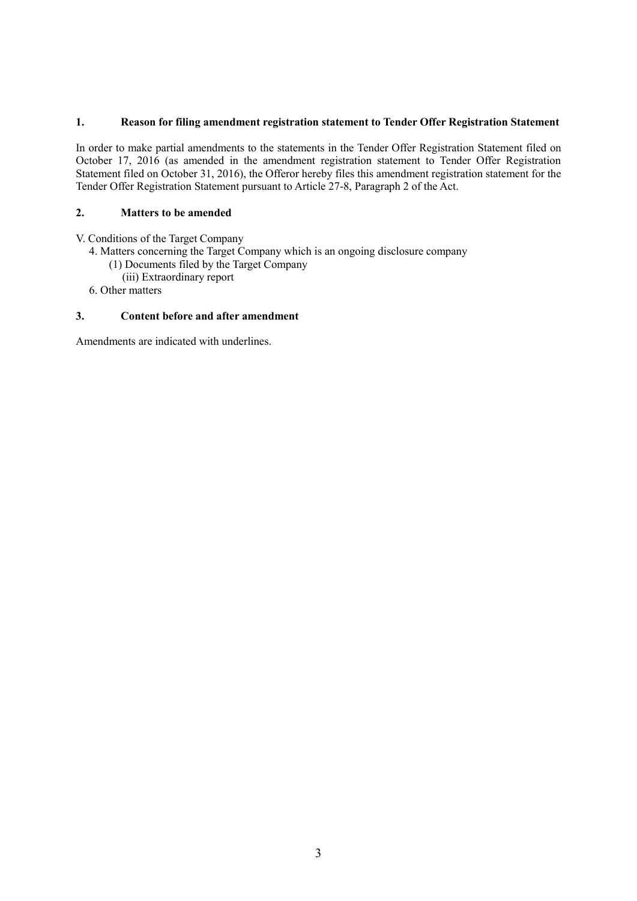## 1. Reason for filing amendment registration statement to Tender Offer Registration Statement

In order to make partial amendments to the statements in the Tender Offer Registration Statement filed on October 17, 2016 (as amended in the amendment registration statement to Tender Offer Registration Statement filed on October 31, 2016), the Offeror hereby files this amendment registration statement for the Tender Offer Registration Statement pursuant to Article 27-8, Paragraph 2 of the Act.

## 2. Matters to be amended

V. Conditions of the Target Company
- 4. Matters concerning the Target Company which is an ongoing disclosure company
  - (1) Documents filed by the Target Company
    - (iii) Extraordinary report
- 6. Other matters

## 3. Content before and after amendment

Amendments are indicated with underlines.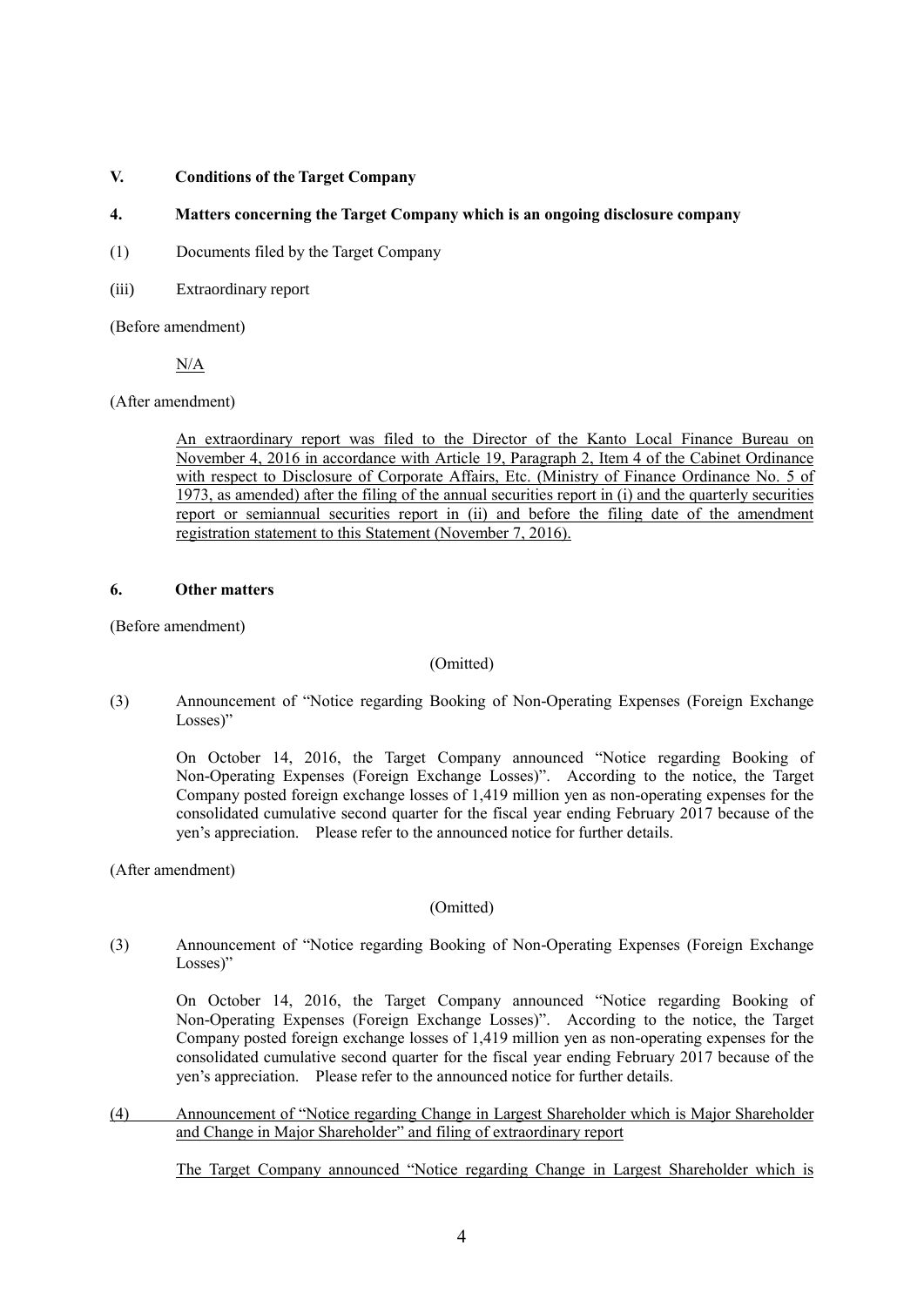**V. Conditions of the Target Company**

**4. Matters concerning the Target Company which is an ongoing disclosure company**

(1) Documents filed by the Target Company

(iii) Extraordinary report

(Before amendment)

N/A

(After amendment)

An extraordinary report was filed to the Director of the Kanto Local Finance Bureau on November 4, 2016 in accordance with Article 19, Paragraph 2, Item 4 of the Cabinet Ordinance with respect to Disclosure of Corporate Affairs, Etc. (Ministry of Finance Ordinance No. 5 of 1973, as amended) after the filing of the annual securities report in (i) and the quarterly securities report or semiannual securities report in (ii) and before the filing date of the amendment registration statement to this Statement (November 7, 2016).

**6. Other matters**

(Before amendment)

(Omitted)

(3) Announcement of "Notice regarding Booking of Non-Operating Expenses (Foreign Exchange Losses)"

On October 14, 2016, the Target Company announced "Notice regarding Booking of Non-Operating Expenses (Foreign Exchange Losses)". According to the notice, the Target Company posted foreign exchange losses of 1,419 million yen as non-operating expenses for the consolidated cumulative second quarter for the fiscal year ending February 2017 because of the yen's appreciation. Please refer to the announced notice for further details.

(After amendment)

(Omitted)

(3) Announcement of "Notice regarding Booking of Non-Operating Expenses (Foreign Exchange Losses)"

On October 14, 2016, the Target Company announced "Notice regarding Booking of Non-Operating Expenses (Foreign Exchange Losses)". According to the notice, the Target Company posted foreign exchange losses of 1,419 million yen as non-operating expenses for the consolidated cumulative second quarter for the fiscal year ending February 2017 because of the yen's appreciation. Please refer to the announced notice for further details.

(4) Announcement of "Notice regarding Change in Largest Shareholder which is Major Shareholder and Change in Major Shareholder" and filing of extraordinary report

The Target Company announced "Notice regarding Change in Largest Shareholder which is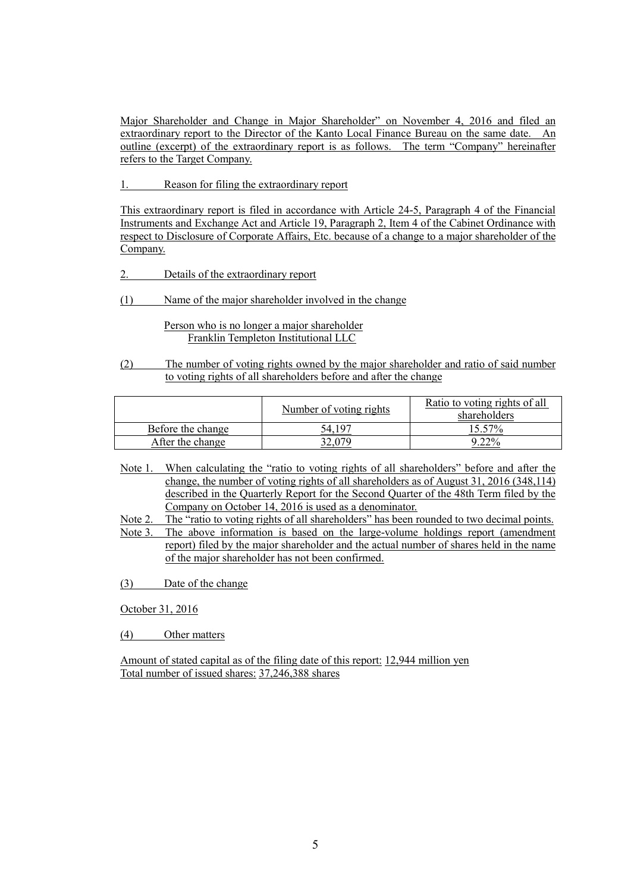Major Shareholder and Change in Major Shareholder" on November 4, 2016 and filed an extraordinary report to the Director of the Kanto Local Finance Bureau on the same date. An outline (excerpt) of the extraordinary report is as follows. The term "Company" hereinafter refers to the Target Company.

1. Reason for filing the extraordinary report

This extraordinary report is filed in accordance with Article 24-5, Paragraph 4 of the Financial Instruments and Exchange Act and Article 19, Paragraph 2, Item 4 of the Cabinet Ordinance with respect to Disclosure of Corporate Affairs, Etc. because of a change to a major shareholder of the Company.

2. Details of the extraordinary report

(1) Name of the major shareholder involved in the change

Person who is no longer a major shareholder
Franklin Templeton Institutional LLC

(2) The number of voting rights owned by the major shareholder and ratio of said number to voting rights of all shareholders before and after the change

| | Number of voting rights | Ratio to voting rights of all shareholders |
|---|---|---|
| Before the change | 54,197 | 15.57% |
| After the change | 32,079 | 9.22% |

Note 1. When calculating the "ratio to voting rights of all shareholders" before and after the change, the number of voting rights of all shareholders as of August 31, 2016 (348,114) described in the Quarterly Report for the Second Quarter of the 48th Term filed by the Company on October 14, 2016 is used as a denominator.

Note 2. The "ratio to voting rights of all shareholders" has been rounded to two decimal points.

Note 3. The above information is based on the large-volume holdings report (amendment report) filed by the major shareholder and the actual number of shares held in the name of the major shareholder has not been confirmed.

(3) Date of the change

October 31, 2016

(4) Other matters

Amount of stated capital as of the filing date of this report: 12,944 million yen
Total number of issued shares: 37,246,388 shares